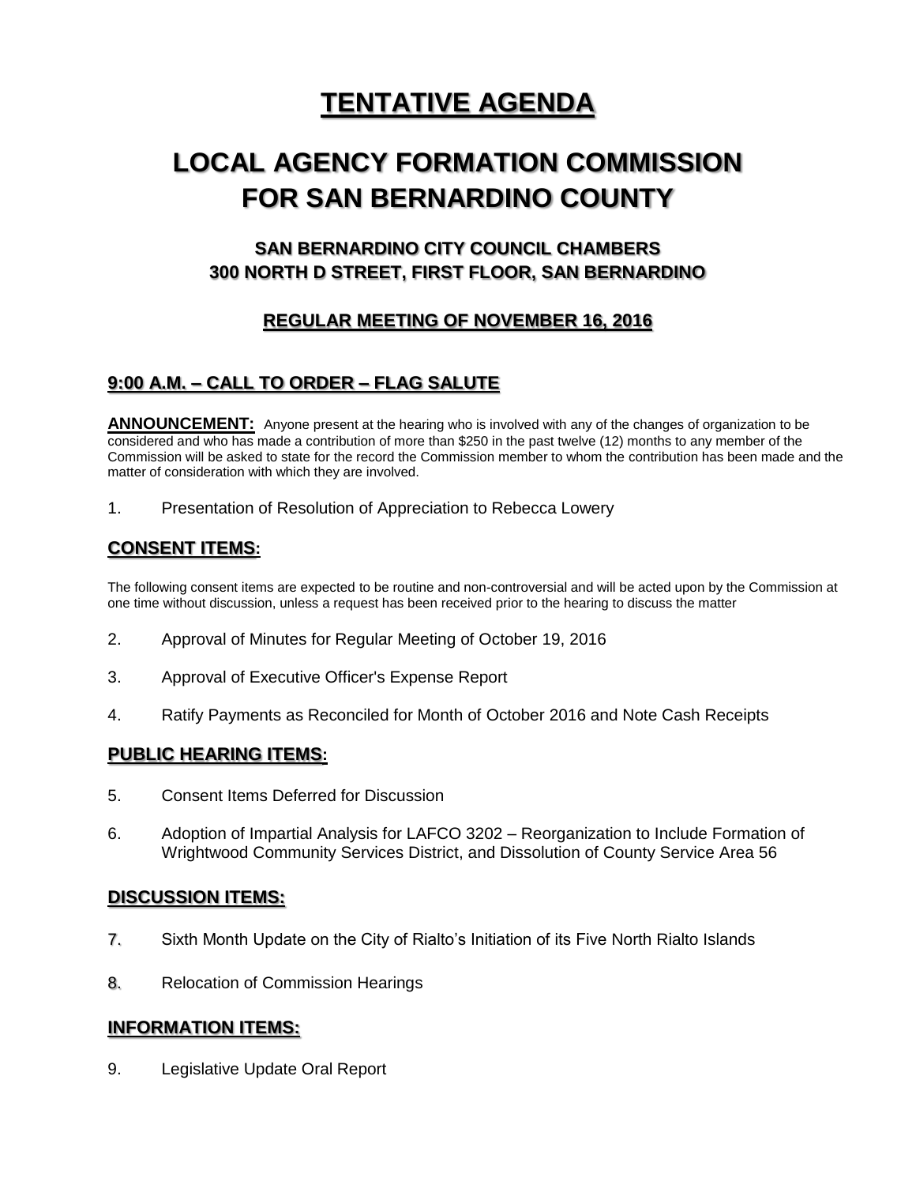# TENTATIVE AGENDA

# LOCAL AGENCY FORMATION COMMISSION FOR SAN BERNARDINO COUNTY

### SAN BERNARDINO CITY COUNCIL CHAMBERS
### 300 NORTH D STREET, FIRST FLOOR, SAN BERNARDINO

### REGULAR MEETING OF NOVEMBER 16, 2016

## 9:00 A.M. – CALL TO ORDER – FLAG SALUTE

**ANNOUNCEMENT:** Anyone present at the hearing who is involved with any of the changes of organization to be considered and who has made a contribution of more than $250 in the past twelve (12) months to any member of the Commission will be asked to state for the record the Commission member to whom the contribution has been made and the matter of consideration with which they are involved.

1. Presentation of Resolution of Appreciation to Rebecca Lowery

## CONSENT ITEMS:

The following consent items are expected to be routine and non-controversial and will be acted upon by the Commission at one time without discussion, unless a request has been received prior to the hearing to discuss the matter

2. Approval of Minutes for Regular Meeting of October 19, 2016
3. Approval of Executive Officer's Expense Report
4. Ratify Payments as Reconciled for Month of October 2016 and Note Cash Receipts

## PUBLIC HEARING ITEMS:

5. Consent Items Deferred for Discussion
6. Adoption of Impartial Analysis for LAFCO 3202 – Reorganization to Include Formation of Wrightwood Community Services District, and Dissolution of County Service Area 56

## DISCUSSION ITEMS:

7. Sixth Month Update on the City of Rialto's Initiation of its Five North Rialto Islands
8. Relocation of Commission Hearings

## INFORMATION ITEMS:

9. Legislative Update Oral Report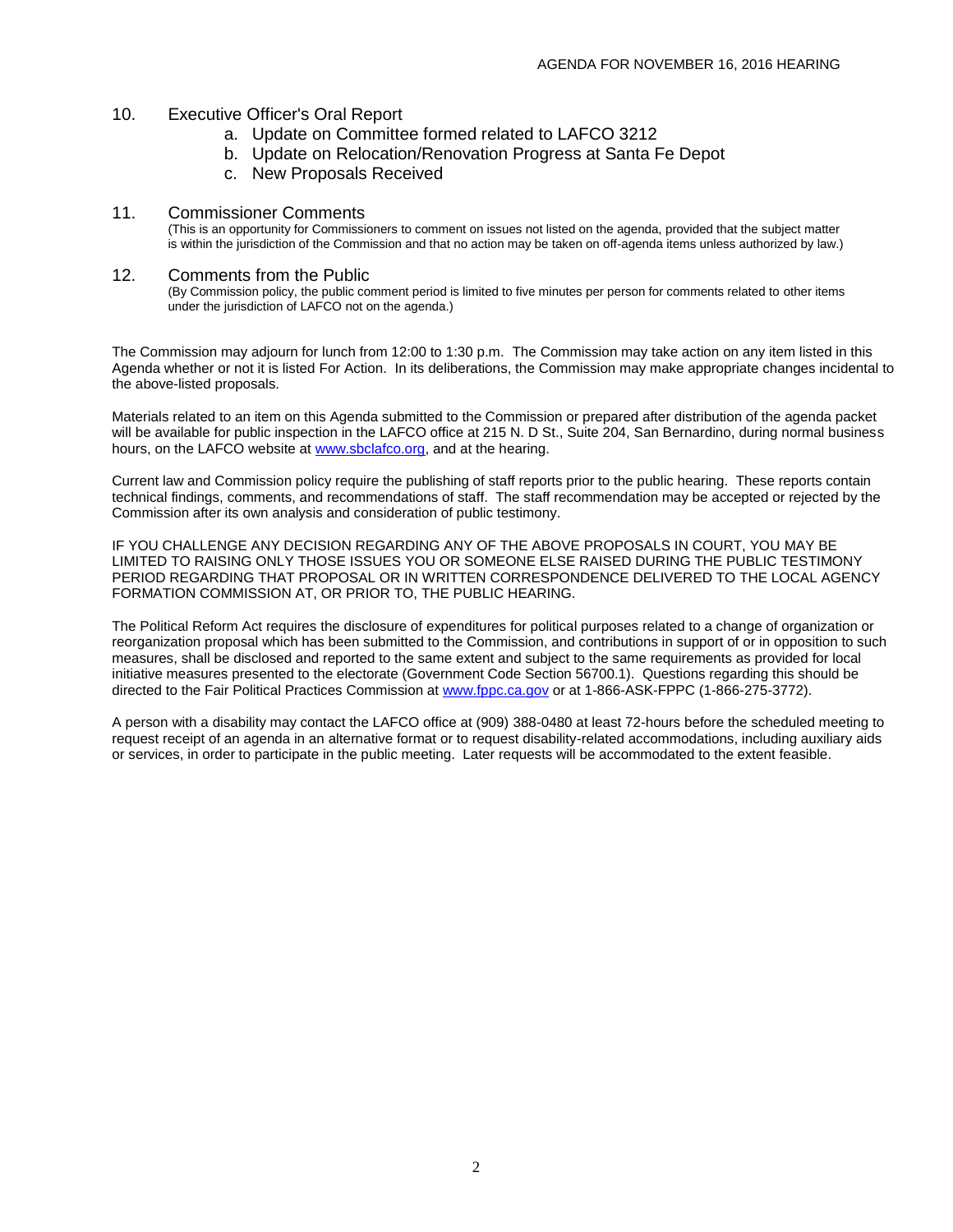10. Executive Officer's Oral Report
    a. Update on Committee formed related to LAFCO 3212
    b. Update on Relocation/Renovation Progress at Santa Fe Depot
    c. New Proposals Received

11. Commissioner Comments
    (This is an opportunity for Commissioners to comment on issues not listed on the agenda, provided that the subject matter is within the jurisdiction of the Commission and that no action may be taken on off-agenda items unless authorized by law.)

12. Comments from the Public
    (By Commission policy, the public comment period is limited to five minutes per person for comments related to other items under the jurisdiction of LAFCO not on the agenda.)

The Commission may adjourn for lunch from 12:00 to 1:30 p.m. The Commission may take action on any item listed in this Agenda whether or not it is listed For Action. In its deliberations, the Commission may make appropriate changes incidental to the above-listed proposals.

Materials related to an item on this Agenda submitted to the Commission or prepared after distribution of the agenda packet will be available for public inspection in the LAFCO office at 215 N. D St., Suite 204, San Bernardino, during normal business hours, on the LAFCO website at www.sbclafco.org, and at the hearing.

Current law and Commission policy require the publishing of staff reports prior to the public hearing. These reports contain technical findings, comments, and recommendations of staff. The staff recommendation may be accepted or rejected by the Commission after its own analysis and consideration of public testimony.

IF YOU CHALLENGE ANY DECISION REGARDING ANY OF THE ABOVE PROPOSALS IN COURT, YOU MAY BE LIMITED TO RAISING ONLY THOSE ISSUES YOU OR SOMEONE ELSE RAISED DURING THE PUBLIC TESTIMONY PERIOD REGARDING THAT PROPOSAL OR IN WRITTEN CORRESPONDENCE DELIVERED TO THE LOCAL AGENCY FORMATION COMMISSION AT, OR PRIOR TO, THE PUBLIC HEARING.

The Political Reform Act requires the disclosure of expenditures for political purposes related to a change of organization or reorganization proposal which has been submitted to the Commission, and contributions in support of or in opposition to such measures, shall be disclosed and reported to the same extent and subject to the same requirements as provided for local initiative measures presented to the electorate (Government Code Section 56700.1). Questions regarding this should be directed to the Fair Political Practices Commission at www.fppc.ca.gov or at 1-866-ASK-FPPC (1-866-275-3772).

A person with a disability may contact the LAFCO office at (909) 388-0480 at least 72-hours before the scheduled meeting to request receipt of an agenda in an alternative format or to request disability-related accommodations, including auxiliary aids or services, in order to participate in the public meeting. Later requests will be accommodated to the extent feasible.